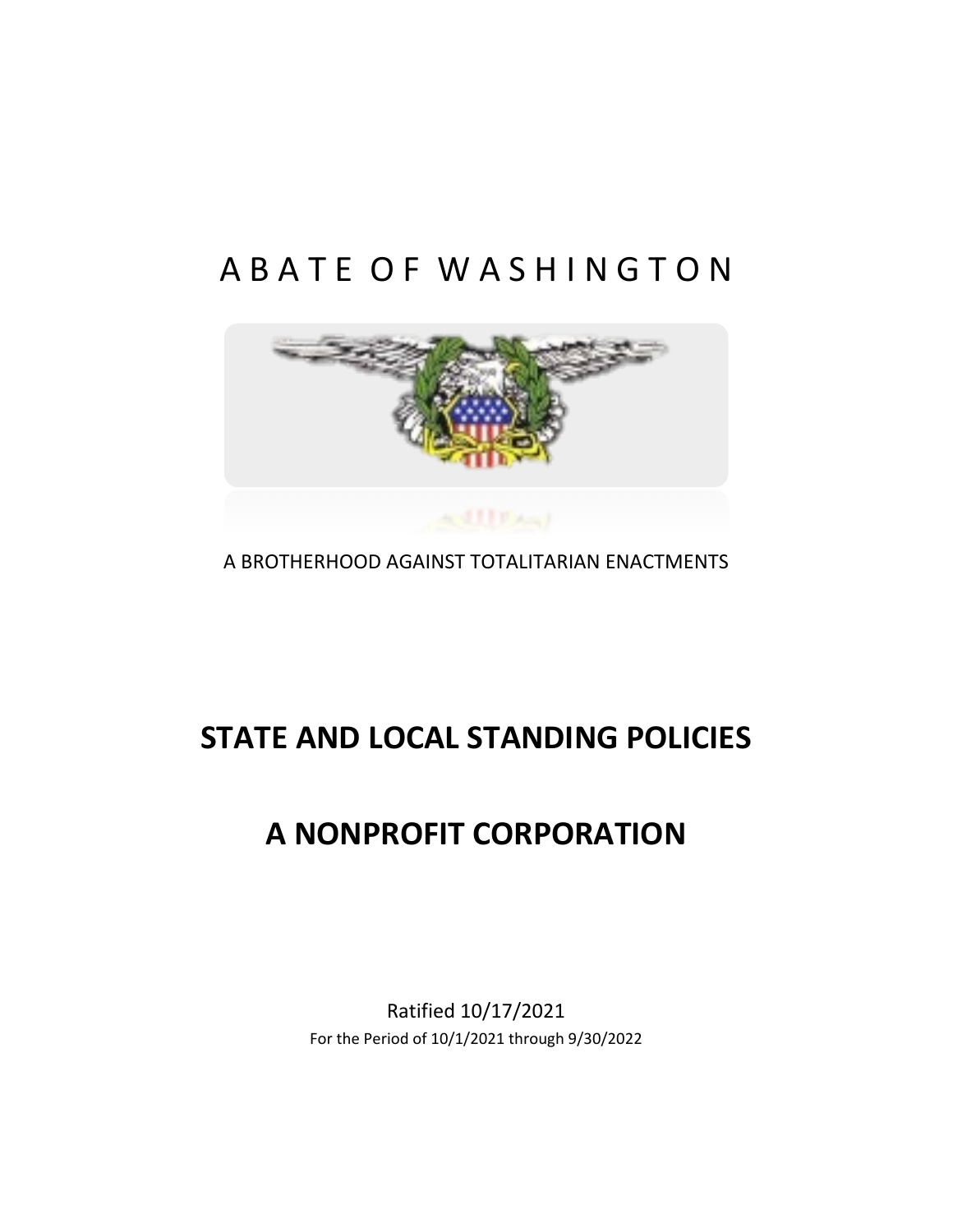# A B A T E O F W A S H I N G T O N

A BROTHERHOOD AGAINST TOTALITARIAN ENACTMENTS

# STATE AND LOCAL STANDING POLICIES

# A NONPROFIT CORPORATION

Ratified 10/17/2021

For the Period of 10/1/2021 through 9/30/2022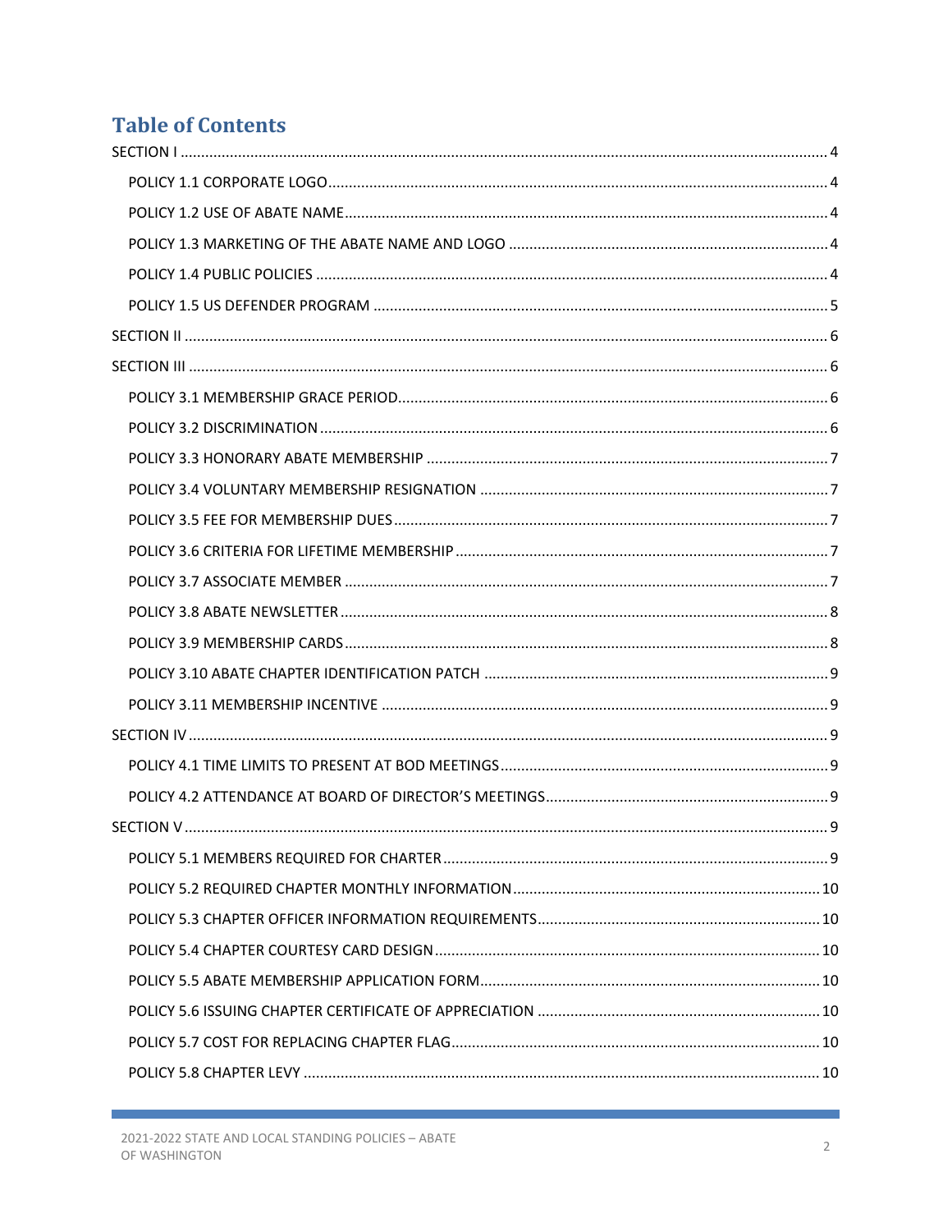# Table of Contents

SECTION I ........................................................................................................................................... 4

- POLICY 1.1 CORPORATE LOGO ........................................................................................................ 4
- POLICY 1.2 USE OF ABATE NAME ..................................................................................................... 4
- POLICY 1.3 MARKETING OF THE ABATE NAME AND LOGO ............................................................. 4
- POLICY 1.4 PUBLIC POLICIES ........................................................................................................... 4
- POLICY 1.5 US DEFENDER PROGRAM .............................................................................................. 5

SECTION II .......................................................................................................................................... 6

SECTION III ......................................................................................................................................... 6

- POLICY 3.1 MEMBERSHIP GRACE PERIOD ........................................................................................ 6
- POLICY 3.2 DISCRIMINATION .......................................................................................................... 6
- POLICY 3.3 HONORARY ABATE MEMBERSHIP ................................................................................. 7
- POLICY 3.4 VOLUNTARY MEMBERSHIP RESIGNATION ..................................................................... 7
- POLICY 3.5 FEE FOR MEMBERSHIP DUES ......................................................................................... 7
- POLICY 3.6 CRITERIA FOR LIFETIME MEMBERSHIP .......................................................................... 7
- POLICY 3.7 ASSOCIATE MEMBER ..................................................................................................... 7
- POLICY 3.8 ABATE NEWSLETTER ..................................................................................................... 8
- POLICY 3.9 MEMBERSHIP CARDS .................................................................................................... 8
- POLICY 3.10 ABATE CHAPTER IDENTIFICATION PATCH ................................................................... 9
- POLICY 3.11 MEMBERSHIP INCENTIVE ............................................................................................ 9

SECTION IV ......................................................................................................................................... 9

- POLICY 4.1 TIME LIMITS TO PRESENT AT BOD MEETINGS ................................................................ 9
- POLICY 4.2 ATTENDANCE AT BOARD OF DIRECTOR'S MEETINGS ..................................................... 9

SECTION V .......................................................................................................................................... 9

- POLICY 5.1 MEMBERS REQUIRED FOR CHARTER ............................................................................. 9
- POLICY 5.2 REQUIRED CHAPTER MONTHLY INFORMATION .......................................................... 10
- POLICY 5.3 CHAPTER OFFICER INFORMATION REQUIREMENTS ..................................................... 10
- POLICY 5.4 CHAPTER COURTESY CARD DESIGN ............................................................................. 10
- POLICY 5.5 ABATE MEMBERSHIP APPLICATION FORM ................................................................... 10
- POLICY 5.6 ISSUING CHAPTER CERTIFICATE OF APPRECIATION ..................................................... 10
- POLICY 5.7 COST FOR REPLACING CHAPTER FLAG .......................................................................... 10
- POLICY 5.8 CHAPTER LEVY ............................................................................................................ 10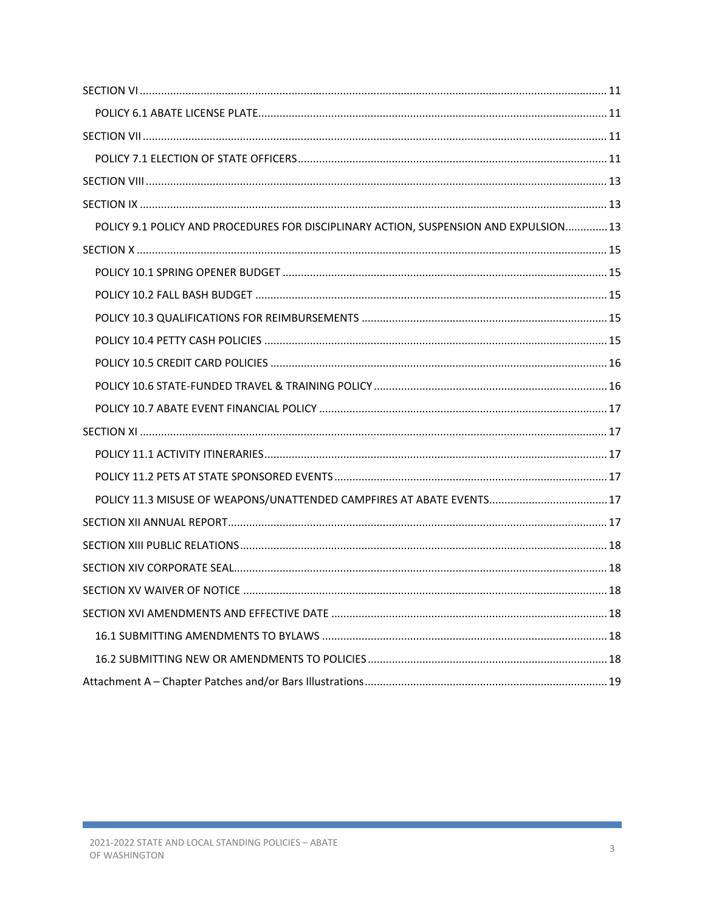SECTION VI ........................................................................................................................................ 11

POLICY 6.1 ABATE LICENSE PLATE .................................................................................................. 11

SECTION VII ....................................................................................................................................... 11

POLICY 7.1 ELECTION OF STATE OFFICERS ..................................................................................... 11

SECTION VIII ...................................................................................................................................... 13

SECTION IX ........................................................................................................................................ 13

POLICY 9.1 POLICY AND PROCEDURES FOR DISCIPLINARY ACTION, SUSPENSION AND EXPULSION .............. 13

SECTION X ......................................................................................................................................... 15

POLICY 10.1 SPRING OPENER BUDGET .......................................................................................... 15

POLICY 10.2 FALL BASH BUDGET ................................................................................................... 15

POLICY 10.3 QUALIFICATIONS FOR REIMBURSEMENTS ................................................................ 15

POLICY 10.4 PETTY CASH POLICIES ................................................................................................ 15

POLICY 10.5 CREDIT CARD POLICIES .............................................................................................. 16

POLICY 10.6 STATE-FUNDED TRAVEL & TRAINING POLICY ............................................................ 16

POLICY 10.7 ABATE EVENT FINANCIAL POLICY .............................................................................. 17

SECTION XI ........................................................................................................................................ 17

POLICY 11.1 ACTIVITY ITINERARIES ................................................................................................ 17

POLICY 11.2 PETS AT STATE SPONSORED EVENTS ......................................................................... 17

POLICY 11.3 MISUSE OF WEAPONS/UNATTENDED CAMPFIRES AT ABATE EVENTS ....................................... 17

SECTION XII ANNUAL REPORT ............................................................................................................ 17

SECTION XIII PUBLIC RELATIONS ........................................................................................................ 18

SECTION XIV CORPORATE SEAL .......................................................................................................... 18

SECTION XV WAIVER OF NOTICE ....................................................................................................... 18

SECTION XVI AMENDMENTS AND EFFECTIVE DATE .......................................................................... 18

16.1 SUBMITTING AMENDMENTS TO BYLAWS ............................................................................. 18

16.2 SUBMITTING NEW OR AMENDMENTS TO POLICIES .............................................................. 18

Attachment A – Chapter Patches and/or Bars Illustrations ............................................................... 19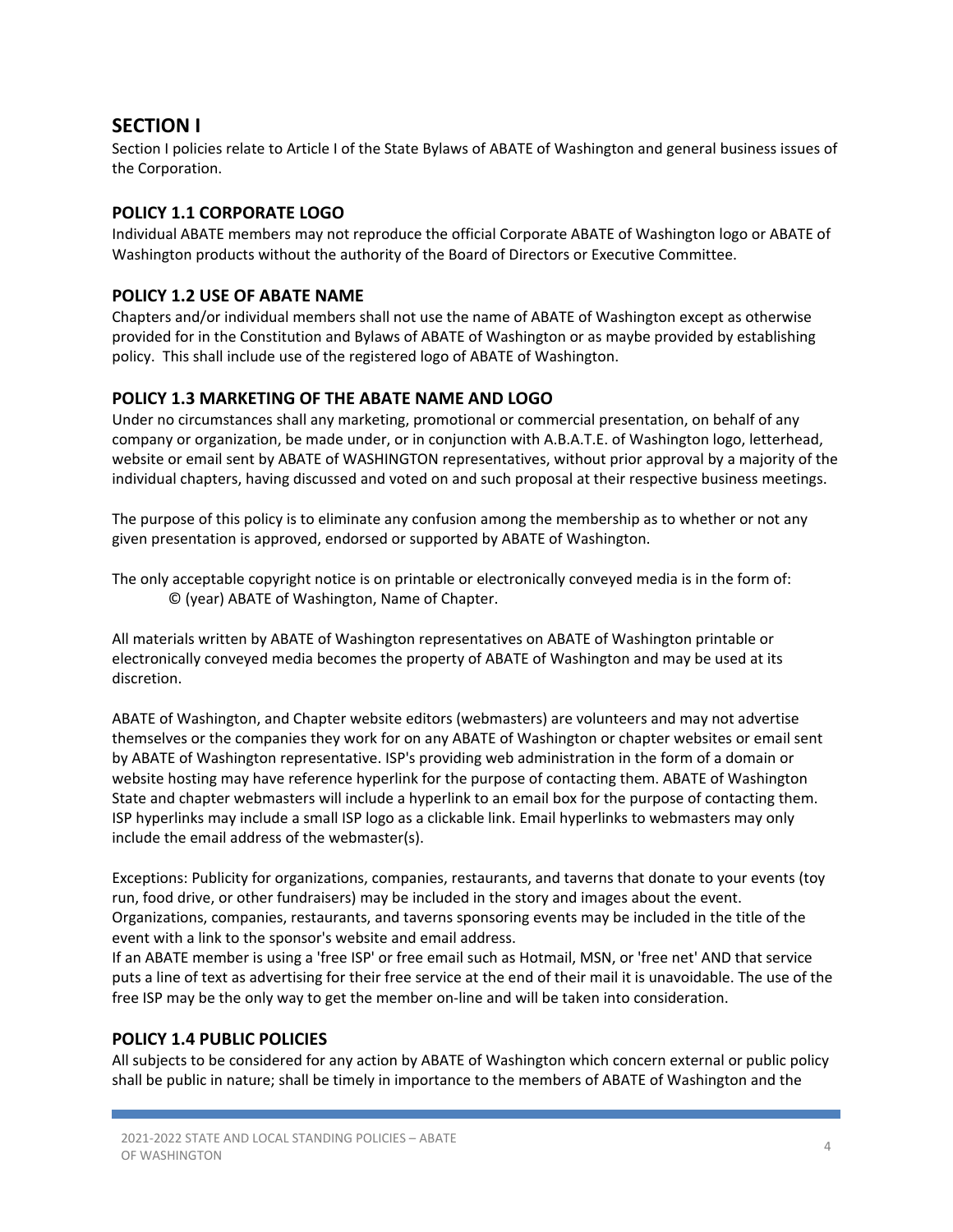## SECTION I

Section I policies relate to Article I of the State Bylaws of ABATE of Washington and general business issues of the Corporation.

### POLICY 1.1 CORPORATE LOGO

Individual ABATE members may not reproduce the official Corporate ABATE of Washington logo or ABATE of Washington products without the authority of the Board of Directors or Executive Committee.

### POLICY 1.2 USE OF ABATE NAME

Chapters and/or individual members shall not use the name of ABATE of Washington except as otherwise provided for in the Constitution and Bylaws of ABATE of Washington or as maybe provided by establishing policy. This shall include use of the registered logo of ABATE of Washington.

### POLICY 1.3 MARKETING OF THE ABATE NAME AND LOGO

Under no circumstances shall any marketing, promotional or commercial presentation, on behalf of any company or organization, be made under, or in conjunction with A.B.A.T.E. of Washington logo, letterhead, website or email sent by ABATE of WASHINGTON representatives, without prior approval by a majority of the individual chapters, having discussed and voted on and such proposal at their respective business meetings.

The purpose of this policy is to eliminate any confusion among the membership as to whether or not any given presentation is approved, endorsed or supported by ABATE of Washington.

The only acceptable copyright notice is on printable or electronically conveyed media is in the form of:

> © (year) ABATE of Washington, Name of Chapter.

All materials written by ABATE of Washington representatives on ABATE of Washington printable or electronically conveyed media becomes the property of ABATE of Washington and may be used at its discretion.

ABATE of Washington, and Chapter website editors (webmasters) are volunteers and may not advertise themselves or the companies they work for on any ABATE of Washington or chapter websites or email sent by ABATE of Washington representative. ISP's providing web administration in the form of a domain or website hosting may have reference hyperlink for the purpose of contacting them. ABATE of Washington State and chapter webmasters will include a hyperlink to an email box for the purpose of contacting them. ISP hyperlinks may include a small ISP logo as a clickable link. Email hyperlinks to webmasters may only include the email address of the webmaster(s).

Exceptions: Publicity for organizations, companies, restaurants, and taverns that donate to your events (toy run, food drive, or other fundraisers) may be included in the story and images about the event. Organizations, companies, restaurants, and taverns sponsoring events may be included in the title of the event with a link to the sponsor's website and email address.

If an ABATE member is using a 'free ISP' or free email such as Hotmail, MSN, or 'free net' AND that service puts a line of text as advertising for their free service at the end of their mail it is unavoidable. The use of the free ISP may be the only way to get the member on-line and will be taken into consideration.

### POLICY 1.4 PUBLIC POLICIES

All subjects to be considered for any action by ABATE of Washington which concern external or public policy shall be public in nature; shall be timely in importance to the members of ABATE of Washington and the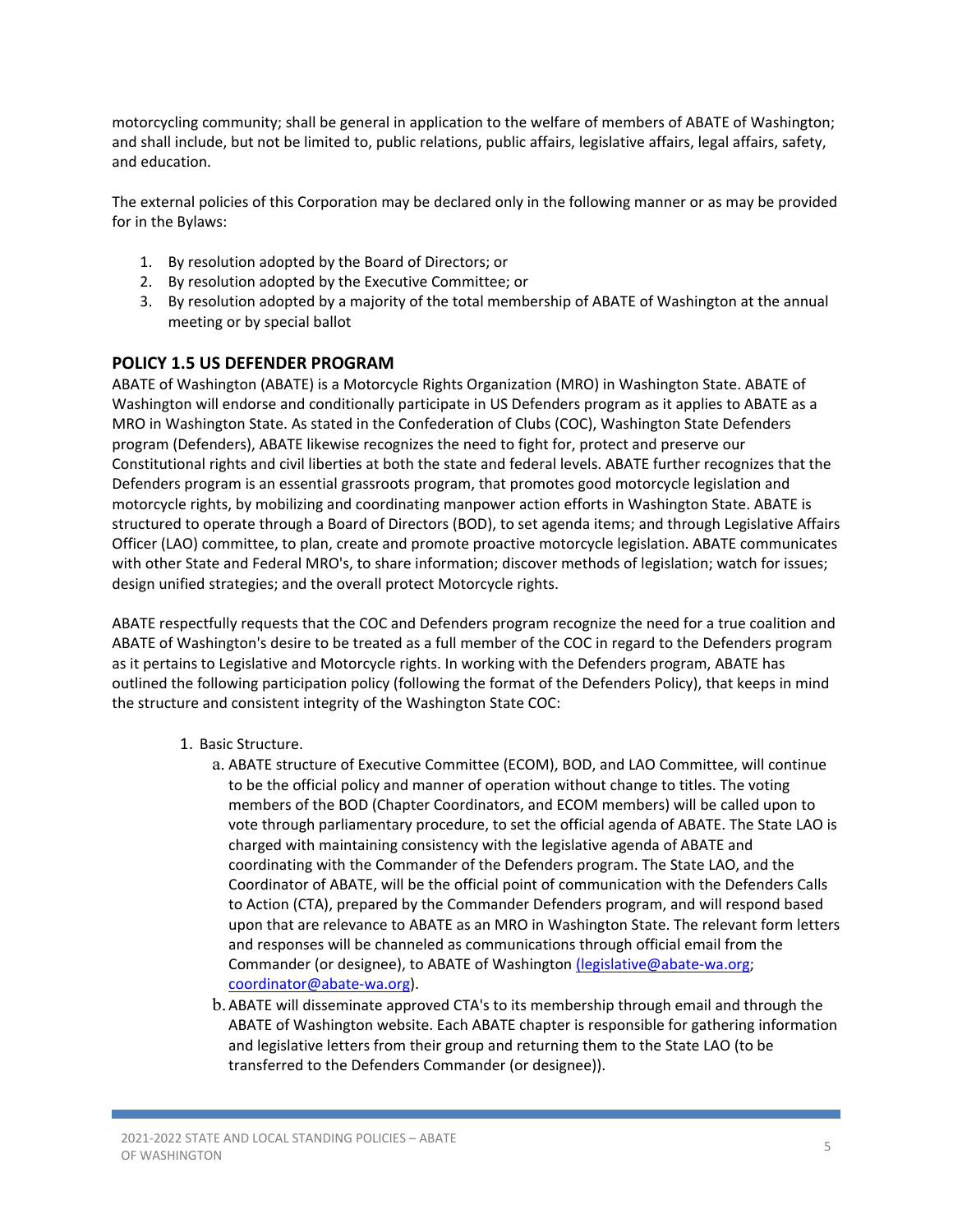motorcycling community; shall be general in application to the welfare of members of ABATE of Washington; and shall include, but not be limited to, public relations, public affairs, legislative affairs, legal affairs, safety, and education.

The external policies of this Corporation may be declared only in the following manner or as may be provided for in the Bylaws:

1. By resolution adopted by the Board of Directors; or
2. By resolution adopted by the Executive Committee; or
3. By resolution adopted by a majority of the total membership of ABATE of Washington at the annual meeting or by special ballot

## POLICY 1.5 US DEFENDER PROGRAM

ABATE of Washington (ABATE) is a Motorcycle Rights Organization (MRO) in Washington State. ABATE of Washington will endorse and conditionally participate in US Defenders program as it applies to ABATE as a MRO in Washington State. As stated in the Confederation of Clubs (COC), Washington State Defenders program (Defenders), ABATE likewise recognizes the need to fight for, protect and preserve our Constitutional rights and civil liberties at both the state and federal levels. ABATE further recognizes that the Defenders program is an essential grassroots program, that promotes good motorcycle legislation and motorcycle rights, by mobilizing and coordinating manpower action efforts in Washington State. ABATE is structured to operate through a Board of Directors (BOD), to set agenda items; and through Legislative Affairs Officer (LAO) committee, to plan, create and promote proactive motorcycle legislation. ABATE communicates with other State and Federal MRO's, to share information; discover methods of legislation; watch for issues; design unified strategies; and the overall protect Motorcycle rights.

ABATE respectfully requests that the COC and Defenders program recognize the need for a true coalition and ABATE of Washington's desire to be treated as a full member of the COC in regard to the Defenders program as it pertains to Legislative and Motorcycle rights. In working with the Defenders program, ABATE has outlined the following participation policy (following the format of the Defenders Policy), that keeps in mind the structure and consistent integrity of the Washington State COC:

1. Basic Structure.
   a. ABATE structure of Executive Committee (ECOM), BOD, and LAO Committee, will continue to be the official policy and manner of operation without change to titles. The voting members of the BOD (Chapter Coordinators, and ECOM members) will be called upon to vote through parliamentary procedure, to set the official agenda of ABATE. The State LAO is charged with maintaining consistency with the legislative agenda of ABATE and coordinating with the Commander of the Defenders program. The State LAO, and the Coordinator of ABATE, will be the official point of communication with the Defenders Calls to Action (CTA), prepared by the Commander Defenders program, and will respond based upon that are relevance to ABATE as an MRO in Washington State. The relevant form letters and responses will be channeled as communications through official email from the Commander (or designee), to ABATE of Washington (legislative@abate-wa.org; coordinator@abate-wa.org).
   b. ABATE will disseminate approved CTA's to its membership through email and through the ABATE of Washington website. Each ABATE chapter is responsible for gathering information and legislative letters from their group and returning them to the State LAO (to be transferred to the Defenders Commander (or designee)).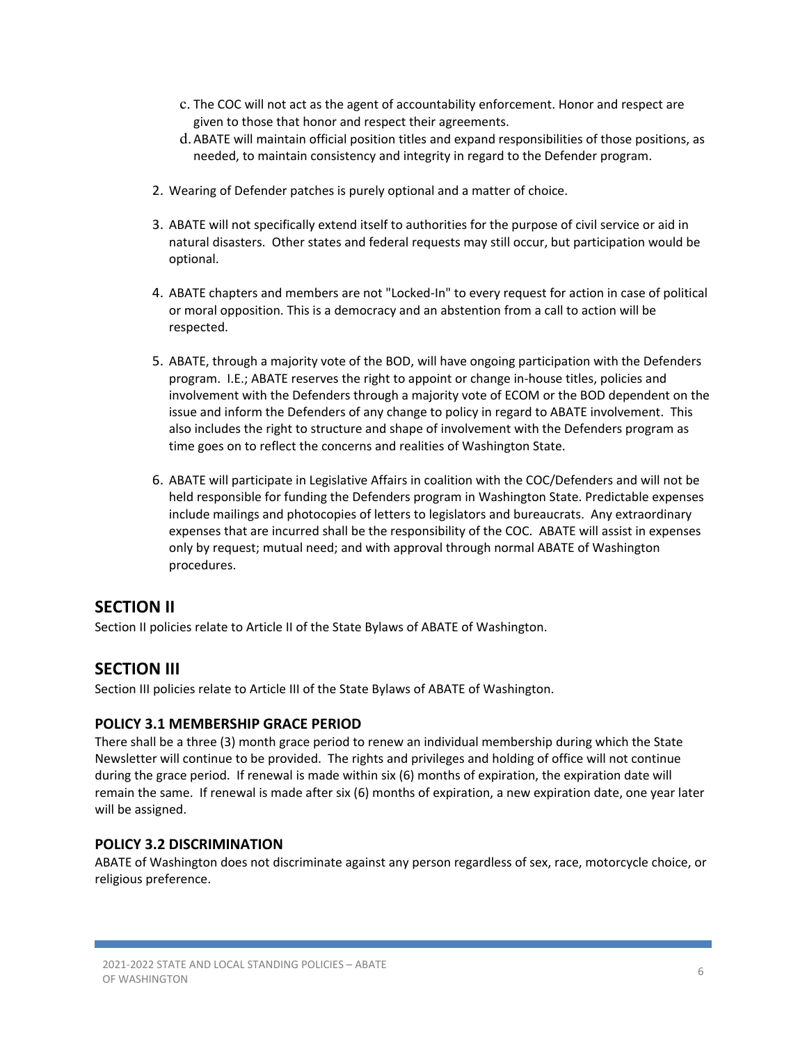c. The COC will not act as the agent of accountability enforcement. Honor and respect are given to those that honor and respect their agreements.
d. ABATE will maintain official position titles and expand responsibilities of those positions, as needed, to maintain consistency and integrity in regard to the Defender program.

2. Wearing of Defender patches is purely optional and a matter of choice.

3. ABATE will not specifically extend itself to authorities for the purpose of civil service or aid in natural disasters. Other states and federal requests may still occur, but participation would be optional.

4. ABATE chapters and members are not "Locked-In" to every request for action in case of political or moral opposition. This is a democracy and an abstention from a call to action will be respected.

5. ABATE, through a majority vote of the BOD, will have ongoing participation with the Defenders program. I.E.; ABATE reserves the right to appoint or change in-house titles, policies and involvement with the Defenders through a majority vote of ECOM or the BOD dependent on the issue and inform the Defenders of any change to policy in regard to ABATE involvement. This also includes the right to structure and shape of involvement with the Defenders program as time goes on to reflect the concerns and realities of Washington State.

6. ABATE will participate in Legislative Affairs in coalition with the COC/Defenders and will not be held responsible for funding the Defenders program in Washington State. Predictable expenses include mailings and photocopies of letters to legislators and bureaucrats. Any extraordinary expenses that are incurred shall be the responsibility of the COC. ABATE will assist in expenses only by request; mutual need; and with approval through normal ABATE of Washington procedures.

## SECTION II

Section II policies relate to Article II of the State Bylaws of ABATE of Washington.

## SECTION III

Section III policies relate to Article III of the State Bylaws of ABATE of Washington.

### POLICY 3.1 MEMBERSHIP GRACE PERIOD

There shall be a three (3) month grace period to renew an individual membership during which the State Newsletter will continue to be provided. The rights and privileges and holding of office will not continue during the grace period. If renewal is made within six (6) months of expiration, the expiration date will remain the same. If renewal is made after six (6) months of expiration, a new expiration date, one year later will be assigned.

### POLICY 3.2 DISCRIMINATION

ABATE of Washington does not discriminate against any person regardless of sex, race, motorcycle choice, or religious preference.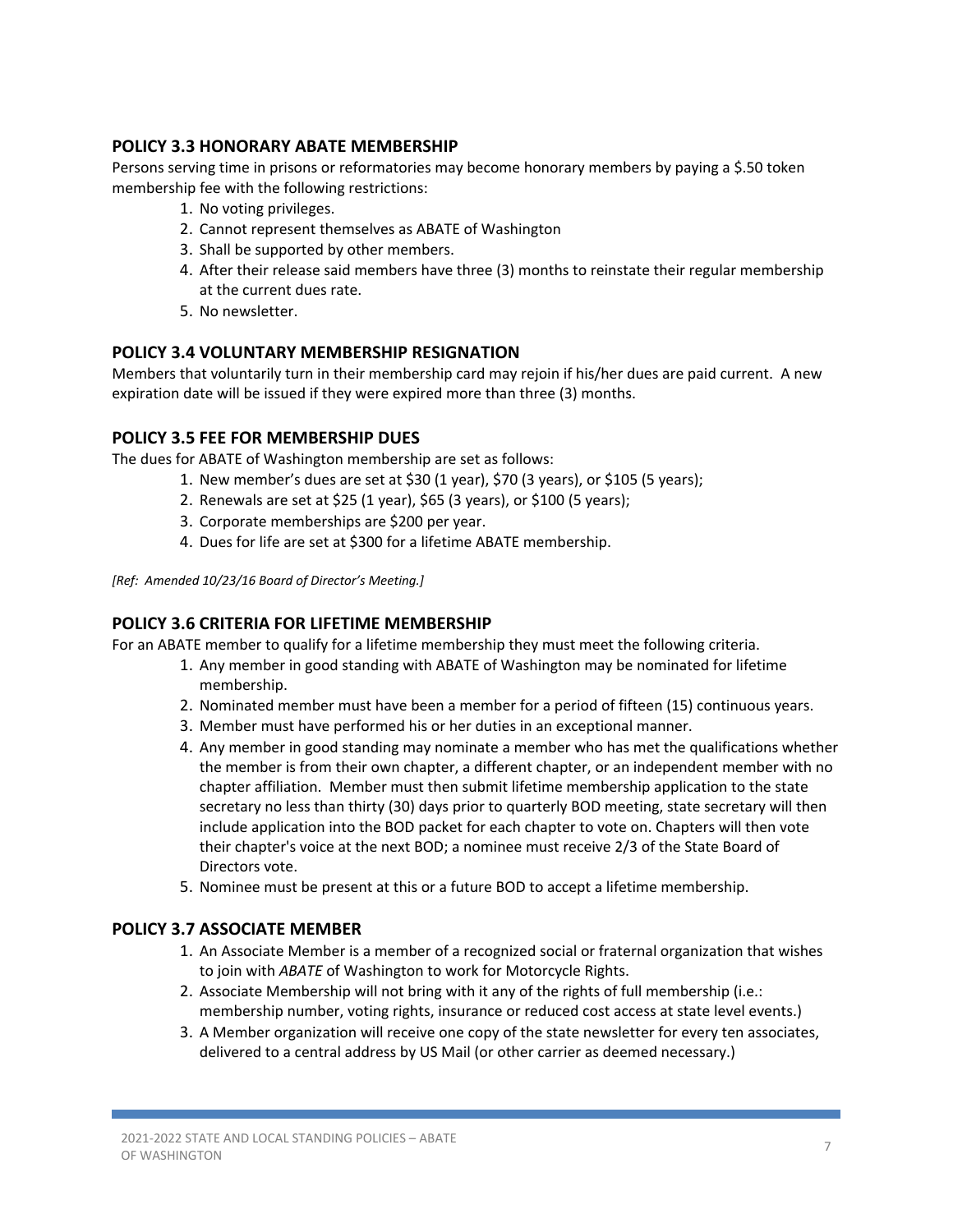## POLICY 3.3 HONORARY ABATE MEMBERSHIP

Persons serving time in prisons or reformatories may become honorary members by paying a $.50 token membership fee with the following restrictions:

1. No voting privileges.
2. Cannot represent themselves as ABATE of Washington
3. Shall be supported by other members.
4. After their release said members have three (3) months to reinstate their regular membership at the current dues rate.
5. No newsletter.

## POLICY 3.4 VOLUNTARY MEMBERSHIP RESIGNATION

Members that voluntarily turn in their membership card may rejoin if his/her dues are paid current. A new expiration date will be issued if they were expired more than three (3) months.

## POLICY 3.5 FEE FOR MEMBERSHIP DUES

The dues for ABATE of Washington membership are set as follows:

1. New member's dues are set at $30 (1 year), $70 (3 years), or $105 (5 years);
2. Renewals are set at $25 (1 year), $65 (3 years), or $100 (5 years);
3. Corporate memberships are $200 per year.
4. Dues for life are set at $300 for a lifetime ABATE membership.

*[Ref: Amended 10/23/16 Board of Director's Meeting.]*

## POLICY 3.6 CRITERIA FOR LIFETIME MEMBERSHIP

For an ABATE member to qualify for a lifetime membership they must meet the following criteria.

1. Any member in good standing with ABATE of Washington may be nominated for lifetime membership.
2. Nominated member must have been a member for a period of fifteen (15) continuous years.
3. Member must have performed his or her duties in an exceptional manner.
4. Any member in good standing may nominate a member who has met the qualifications whether the member is from their own chapter, a different chapter, or an independent member with no chapter affiliation. Member must then submit lifetime membership application to the state secretary no less than thirty (30) days prior to quarterly BOD meeting, state secretary will then include application into the BOD packet for each chapter to vote on. Chapters will then vote their chapter's voice at the next BOD; a nominee must receive 2/3 of the State Board of Directors vote.
5. Nominee must be present at this or a future BOD to accept a lifetime membership.

## POLICY 3.7 ASSOCIATE MEMBER

1. An Associate Member is a member of a recognized social or fraternal organization that wishes to join with *ABATE* of Washington to work for Motorcycle Rights.
2. Associate Membership will not bring with it any of the rights of full membership (i.e.: membership number, voting rights, insurance or reduced cost access at state level events.)
3. A Member organization will receive one copy of the state newsletter for every ten associates, delivered to a central address by US Mail (or other carrier as deemed necessary.)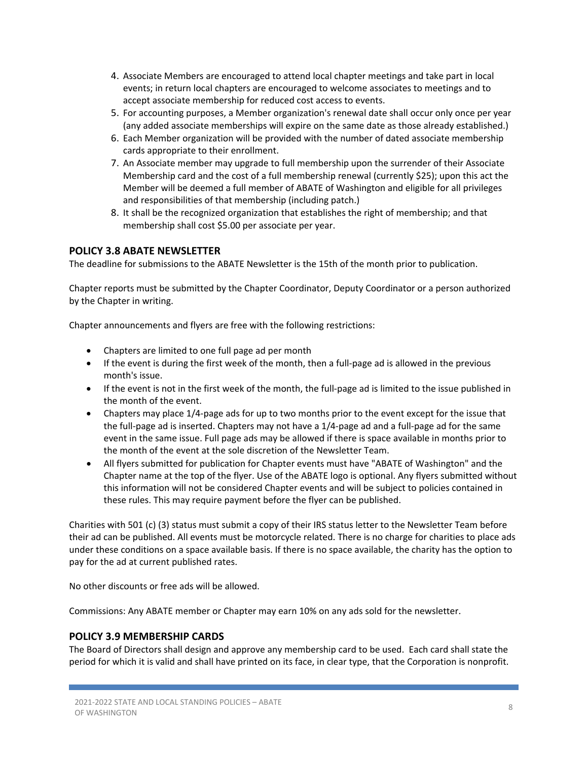4. Associate Members are encouraged to attend local chapter meetings and take part in local events; in return local chapters are encouraged to welcome associates to meetings and to accept associate membership for reduced cost access to events.
5. For accounting purposes, a Member organization's renewal date shall occur only once per year (any added associate memberships will expire on the same date as those already established.)
6. Each Member organization will be provided with the number of dated associate membership cards appropriate to their enrollment.
7. An Associate member may upgrade to full membership upon the surrender of their Associate Membership card and the cost of a full membership renewal (currently $25); upon this act the Member will be deemed a full member of ABATE of Washington and eligible for all privileges and responsibilities of that membership (including patch.)
8. It shall be the recognized organization that establishes the right of membership; and that membership shall cost $5.00 per associate per year.

### POLICY 3.8 ABATE NEWSLETTER

The deadline for submissions to the ABATE Newsletter is the 15th of the month prior to publication.

Chapter reports must be submitted by the Chapter Coordinator, Deputy Coordinator or a person authorized by the Chapter in writing.

Chapter announcements and flyers are free with the following restrictions:

- Chapters are limited to one full page ad per month
- If the event is during the first week of the month, then a full-page ad is allowed in the previous month's issue.
- If the event is not in the first week of the month, the full-page ad is limited to the issue published in the month of the event.
- Chapters may place 1/4-page ads for up to two months prior to the event except for the issue that the full-page ad is inserted. Chapters may not have a 1/4-page ad and a full-page ad for the same event in the same issue. Full page ads may be allowed if there is space available in months prior to the month of the event at the sole discretion of the Newsletter Team.
- All flyers submitted for publication for Chapter events must have "ABATE of Washington" and the Chapter name at the top of the flyer. Use of the ABATE logo is optional. Any flyers submitted without this information will not be considered Chapter events and will be subject to policies contained in these rules. This may require payment before the flyer can be published.

Charities with 501 (c) (3) status must submit a copy of their IRS status letter to the Newsletter Team before their ad can be published. All events must be motorcycle related. There is no charge for charities to place ads under these conditions on a space available basis. If there is no space available, the charity has the option to pay for the ad at current published rates.

No other discounts or free ads will be allowed.

Commissions: Any ABATE member or Chapter may earn 10% on any ads sold for the newsletter.

### POLICY 3.9 MEMBERSHIP CARDS

The Board of Directors shall design and approve any membership card to be used. Each card shall state the period for which it is valid and shall have printed on its face, in clear type, that the Corporation is nonprofit.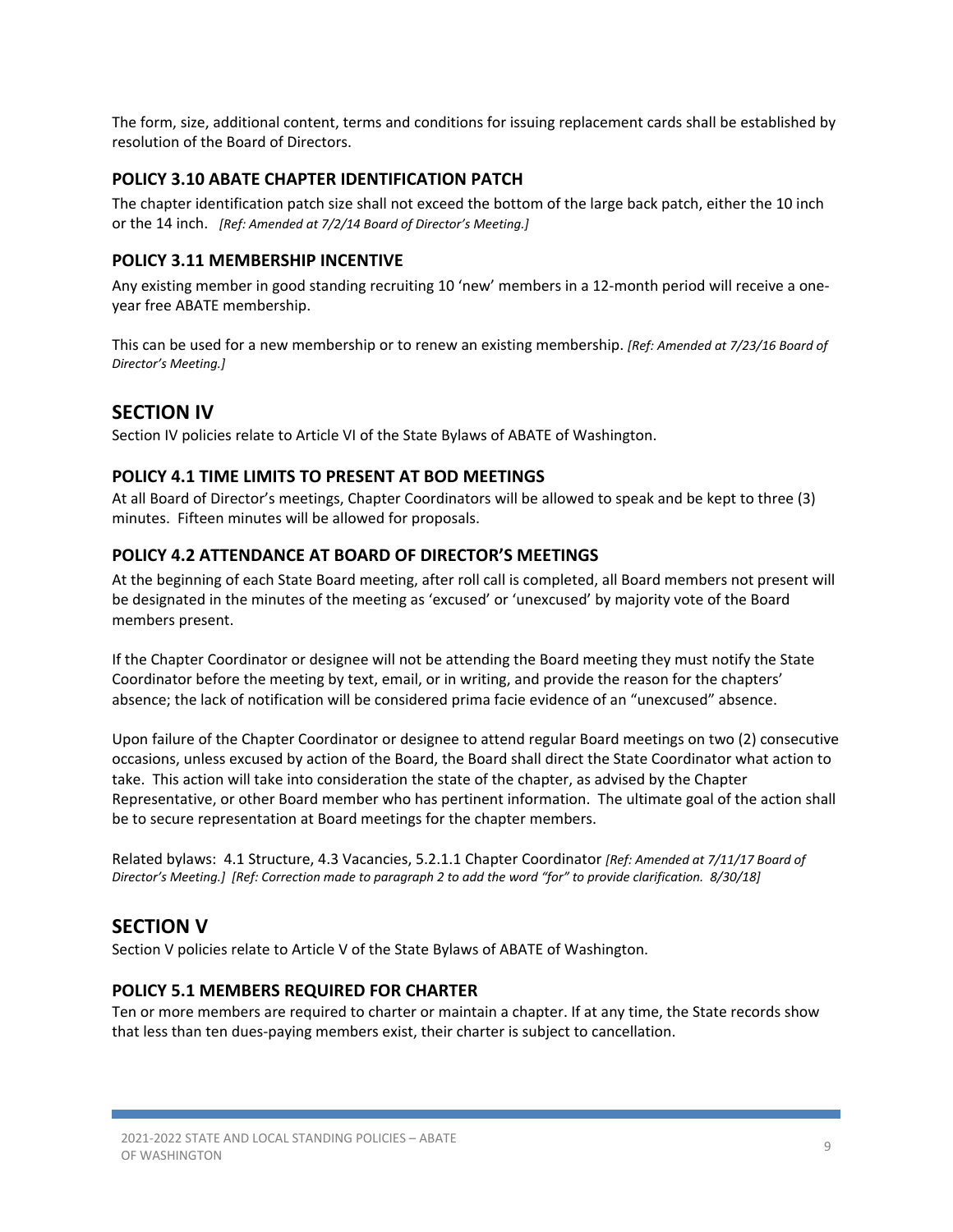The form, size, additional content, terms and conditions for issuing replacement cards shall be established by resolution of the Board of Directors.

### POLICY 3.10 ABATE CHAPTER IDENTIFICATION PATCH

The chapter identification patch size shall not exceed the bottom of the large back patch, either the 10 inch or the 14 inch. *[Ref: Amended at 7/2/14 Board of Director's Meeting.]*

### POLICY 3.11 MEMBERSHIP INCENTIVE

Any existing member in good standing recruiting 10 'new' members in a 12-month period will receive a one-year free ABATE membership.

This can be used for a new membership or to renew an existing membership. *[Ref: Amended at 7/23/16 Board of Director's Meeting.]*

## SECTION IV

Section IV policies relate to Article VI of the State Bylaws of ABATE of Washington.

### POLICY 4.1 TIME LIMITS TO PRESENT AT BOD MEETINGS

At all Board of Director's meetings, Chapter Coordinators will be allowed to speak and be kept to three (3) minutes. Fifteen minutes will be allowed for proposals.

### POLICY 4.2 ATTENDANCE AT BOARD OF DIRECTOR'S MEETINGS

At the beginning of each State Board meeting, after roll call is completed, all Board members not present will be designated in the minutes of the meeting as 'excused' or 'unexcused' by majority vote of the Board members present.

If the Chapter Coordinator or designee will not be attending the Board meeting they must notify the State Coordinator before the meeting by text, email, or in writing, and provide the reason for the chapters' absence; the lack of notification will be considered prima facie evidence of an "unexcused" absence.

Upon failure of the Chapter Coordinator or designee to attend regular Board meetings on two (2) consecutive occasions, unless excused by action of the Board, the Board shall direct the State Coordinator what action to take. This action will take into consideration the state of the chapter, as advised by the Chapter Representative, or other Board member who has pertinent information. The ultimate goal of the action shall be to secure representation at Board meetings for the chapter members.

Related bylaws: 4.1 Structure, 4.3 Vacancies, 5.2.1.1 Chapter Coordinator *[Ref: Amended at 7/11/17 Board of Director's Meeting.] [Ref: Correction made to paragraph 2 to add the word "for" to provide clarification. 8/30/18]*

## SECTION V

Section V policies relate to Article V of the State Bylaws of ABATE of Washington.

### POLICY 5.1 MEMBERS REQUIRED FOR CHARTER

Ten or more members are required to charter or maintain a chapter. If at any time, the State records show that less than ten dues-paying members exist, their charter is subject to cancellation.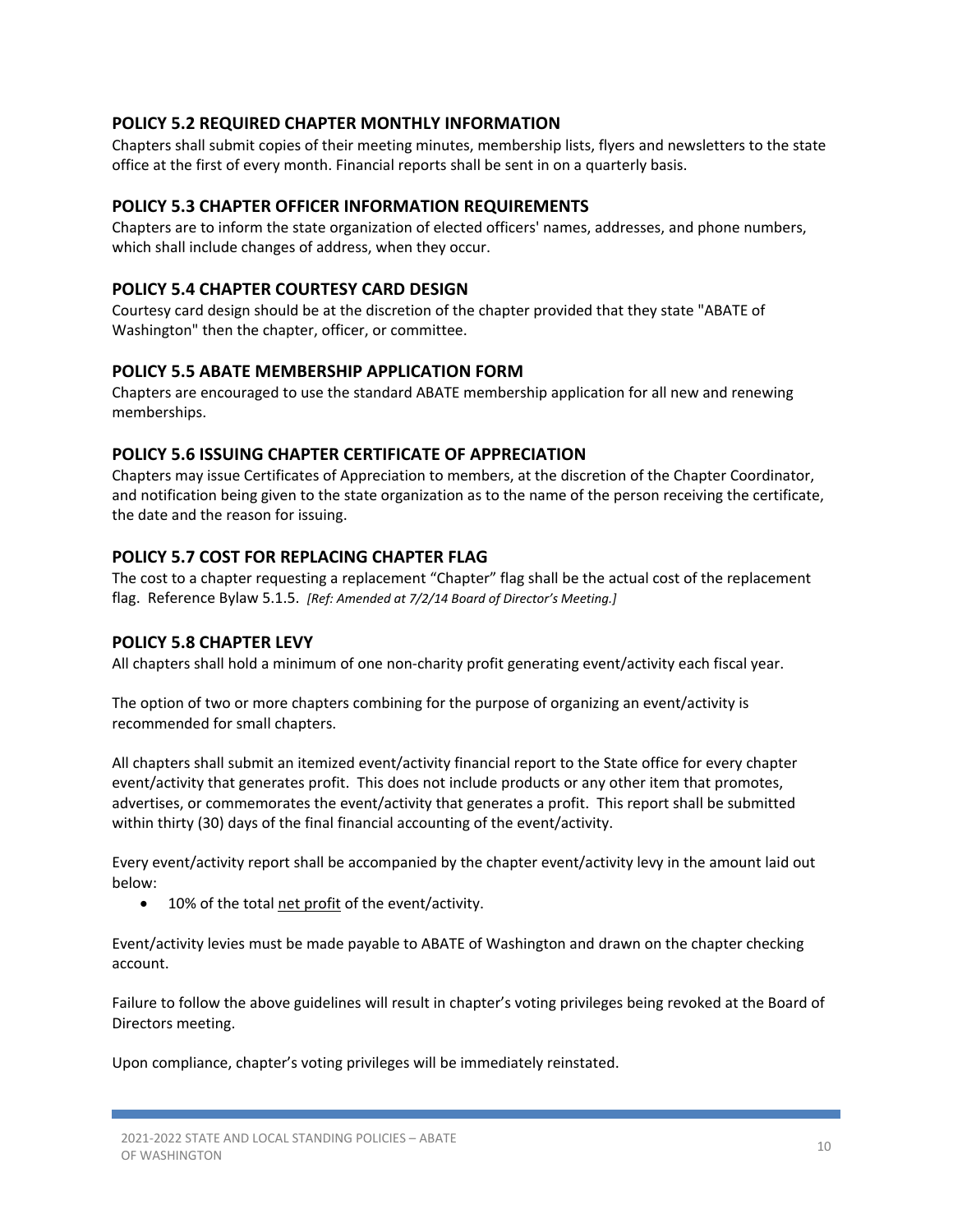## POLICY 5.2 REQUIRED CHAPTER MONTHLY INFORMATION

Chapters shall submit copies of their meeting minutes, membership lists, flyers and newsletters to the state office at the first of every month. Financial reports shall be sent in on a quarterly basis.

## POLICY 5.3 CHAPTER OFFICER INFORMATION REQUIREMENTS

Chapters are to inform the state organization of elected officers' names, addresses, and phone numbers, which shall include changes of address, when they occur.

## POLICY 5.4 CHAPTER COURTESY CARD DESIGN

Courtesy card design should be at the discretion of the chapter provided that they state "ABATE of Washington" then the chapter, officer, or committee.

## POLICY 5.5 ABATE MEMBERSHIP APPLICATION FORM

Chapters are encouraged to use the standard ABATE membership application for all new and renewing memberships.

## POLICY 5.6 ISSUING CHAPTER CERTIFICATE OF APPRECIATION

Chapters may issue Certificates of Appreciation to members, at the discretion of the Chapter Coordinator, and notification being given to the state organization as to the name of the person receiving the certificate, the date and the reason for issuing.

## POLICY 5.7 COST FOR REPLACING CHAPTER FLAG

The cost to a chapter requesting a replacement "Chapter" flag shall be the actual cost of the replacement flag. Reference Bylaw 5.1.5. *[Ref: Amended at 7/2/14 Board of Director's Meeting.]*

## POLICY 5.8 CHAPTER LEVY

All chapters shall hold a minimum of one non-charity profit generating event/activity each fiscal year.

The option of two or more chapters combining for the purpose of organizing an event/activity is recommended for small chapters.

All chapters shall submit an itemized event/activity financial report to the State office for every chapter event/activity that generates profit. This does not include products or any other item that promotes, advertises, or commemorates the event/activity that generates a profit. This report shall be submitted within thirty (30) days of the final financial accounting of the event/activity.

Every event/activity report shall be accompanied by the chapter event/activity levy in the amount laid out below:

- 10% of the total <u>net profit</u> of the event/activity.

Event/activity levies must be made payable to ABATE of Washington and drawn on the chapter checking account.

Failure to follow the above guidelines will result in chapter's voting privileges being revoked at the Board of Directors meeting.

Upon compliance, chapter's voting privileges will be immediately reinstated.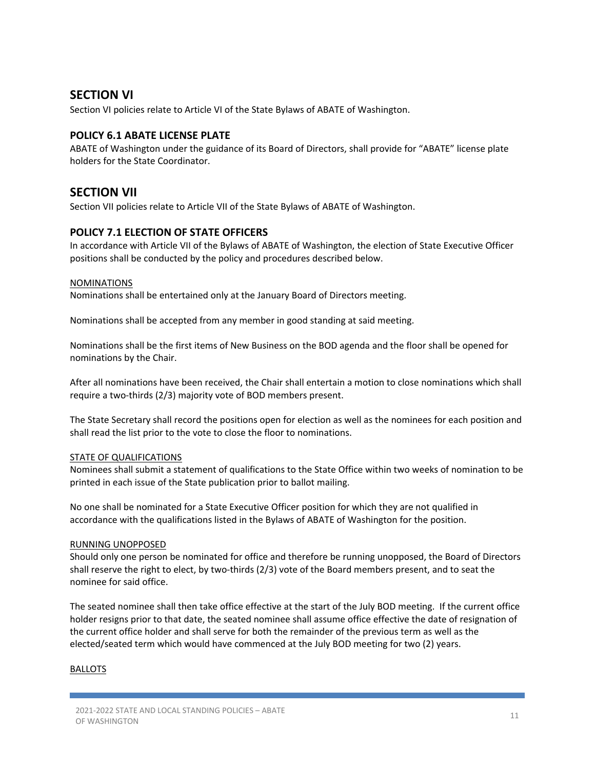## SECTION VI

Section VI policies relate to Article VI of the State Bylaws of ABATE of Washington.

### POLICY 6.1 ABATE LICENSE PLATE

ABATE of Washington under the guidance of its Board of Directors, shall provide for "ABATE" license plate holders for the State Coordinator.

## SECTION VII

Section VII policies relate to Article VII of the State Bylaws of ABATE of Washington.

### POLICY 7.1 ELECTION OF STATE OFFICERS

In accordance with Article VII of the Bylaws of ABATE of Washington, the election of State Executive Officer positions shall be conducted by the policy and procedures described below.

NOMINATIONS

Nominations shall be entertained only at the January Board of Directors meeting.

Nominations shall be accepted from any member in good standing at said meeting.

Nominations shall be the first items of New Business on the BOD agenda and the floor shall be opened for nominations by the Chair.

After all nominations have been received, the Chair shall entertain a motion to close nominations which shall require a two-thirds (2/3) majority vote of BOD members present.

The State Secretary shall record the positions open for election as well as the nominees for each position and shall read the list prior to the vote to close the floor to nominations.

STATE OF QUALIFICATIONS

Nominees shall submit a statement of qualifications to the State Office within two weeks of nomination to be printed in each issue of the State publication prior to ballot mailing.

No one shall be nominated for a State Executive Officer position for which they are not qualified in accordance with the qualifications listed in the Bylaws of ABATE of Washington for the position.

RUNNING UNOPPOSED

Should only one person be nominated for office and therefore be running unopposed, the Board of Directors shall reserve the right to elect, by two-thirds (2/3) vote of the Board members present, and to seat the nominee for said office.

The seated nominee shall then take office effective at the start of the July BOD meeting. If the current office holder resigns prior to that date, the seated nominee shall assume office effective the date of resignation of the current office holder and shall serve for both the remainder of the previous term as well as the elected/seated term which would have commenced at the July BOD meeting for two (2) years.

BALLOTS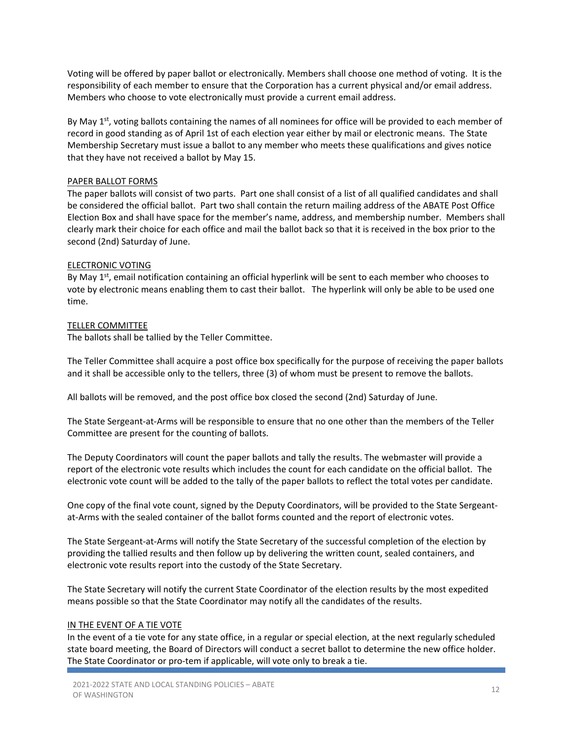Voting will be offered by paper ballot or electronically. Members shall choose one method of voting. It is the responsibility of each member to ensure that the Corporation has a current physical and/or email address. Members who choose to vote electronically must provide a current email address.

By May 1st, voting ballots containing the names of all nominees for office will be provided to each member of record in good standing as of April 1st of each election year either by mail or electronic means. The State Membership Secretary must issue a ballot to any member who meets these qualifications and gives notice that they have not received a ballot by May 15.

PAPER BALLOT FORMS

The paper ballots will consist of two parts. Part one shall consist of a list of all qualified candidates and shall be considered the official ballot. Part two shall contain the return mailing address of the ABATE Post Office Election Box and shall have space for the member's name, address, and membership number. Members shall clearly mark their choice for each office and mail the ballot back so that it is received in the box prior to the second (2nd) Saturday of June.

ELECTRONIC VOTING

By May 1st, email notification containing an official hyperlink will be sent to each member who chooses to vote by electronic means enabling them to cast their ballot. The hyperlink will only be able to be used one time.

TELLER COMMITTEE

The ballots shall be tallied by the Teller Committee.

The Teller Committee shall acquire a post office box specifically for the purpose of receiving the paper ballots and it shall be accessible only to the tellers, three (3) of whom must be present to remove the ballots.

All ballots will be removed, and the post office box closed the second (2nd) Saturday of June.

The State Sergeant-at-Arms will be responsible to ensure that no one other than the members of the Teller Committee are present for the counting of ballots.

The Deputy Coordinators will count the paper ballots and tally the results. The webmaster will provide a report of the electronic vote results which includes the count for each candidate on the official ballot. The electronic vote count will be added to the tally of the paper ballots to reflect the total votes per candidate.

One copy of the final vote count, signed by the Deputy Coordinators, will be provided to the State Sergeant-at-Arms with the sealed container of the ballot forms counted and the report of electronic votes.

The State Sergeant-at-Arms will notify the State Secretary of the successful completion of the election by providing the tallied results and then follow up by delivering the written count, sealed containers, and electronic vote results report into the custody of the State Secretary.

The State Secretary will notify the current State Coordinator of the election results by the most expedited means possible so that the State Coordinator may notify all the candidates of the results.

IN THE EVENT OF A TIE VOTE

In the event of a tie vote for any state office, in a regular or special election, at the next regularly scheduled state board meeting, the Board of Directors will conduct a secret ballot to determine the new office holder. The State Coordinator or pro-tem if applicable, will vote only to break a tie.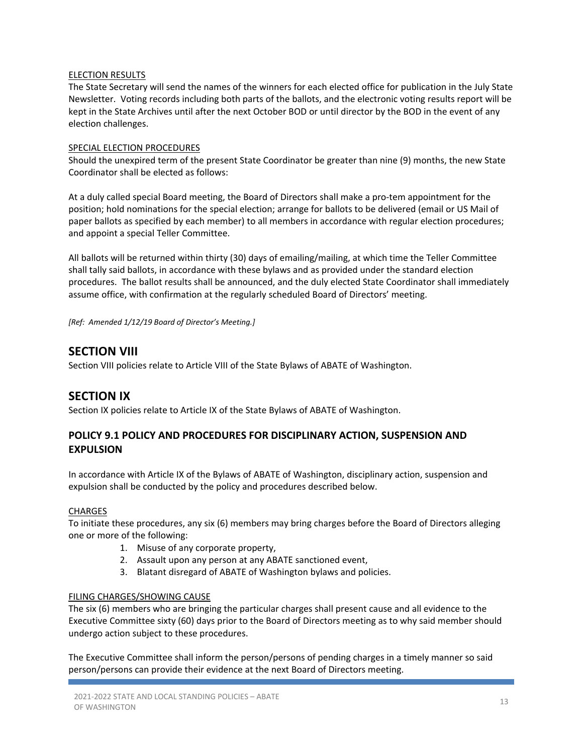ELECTION RESULTS

The State Secretary will send the names of the winners for each elected office for publication in the July State Newsletter. Voting records including both parts of the ballots, and the electronic voting results report will be kept in the State Archives until after the next October BOD or until director by the BOD in the event of any election challenges.

SPECIAL ELECTION PROCEDURES

Should the unexpired term of the present State Coordinator be greater than nine (9) months, the new State Coordinator shall be elected as follows:

At a duly called special Board meeting, the Board of Directors shall make a pro-tem appointment for the position; hold nominations for the special election; arrange for ballots to be delivered (email or US Mail of paper ballots as specified by each member) to all members in accordance with regular election procedures; and appoint a special Teller Committee.

All ballots will be returned within thirty (30) days of emailing/mailing, at which time the Teller Committee shall tally said ballots, in accordance with these bylaws and as provided under the standard election procedures. The ballot results shall be announced, and the duly elected State Coordinator shall immediately assume office, with confirmation at the regularly scheduled Board of Directors' meeting.

*[Ref: Amended 1/12/19 Board of Director's Meeting.]*

# SECTION VIII

Section VIII policies relate to Article VIII of the State Bylaws of ABATE of Washington.

# SECTION IX

Section IX policies relate to Article IX of the State Bylaws of ABATE of Washington.

## POLICY 9.1 POLICY AND PROCEDURES FOR DISCIPLINARY ACTION, SUSPENSION AND EXPULSION

In accordance with Article IX of the Bylaws of ABATE of Washington, disciplinary action, suspension and expulsion shall be conducted by the policy and procedures described below.

CHARGES

To initiate these procedures, any six (6) members may bring charges before the Board of Directors alleging one or more of the following:

1. Misuse of any corporate property,
2. Assault upon any person at any ABATE sanctioned event,
3. Blatant disregard of ABATE of Washington bylaws and policies.

FILING CHARGES/SHOWING CAUSE

The six (6) members who are bringing the particular charges shall present cause and all evidence to the Executive Committee sixty (60) days prior to the Board of Directors meeting as to why said member should undergo action subject to these procedures.

The Executive Committee shall inform the person/persons of pending charges in a timely manner so said person/persons can provide their evidence at the next Board of Directors meeting.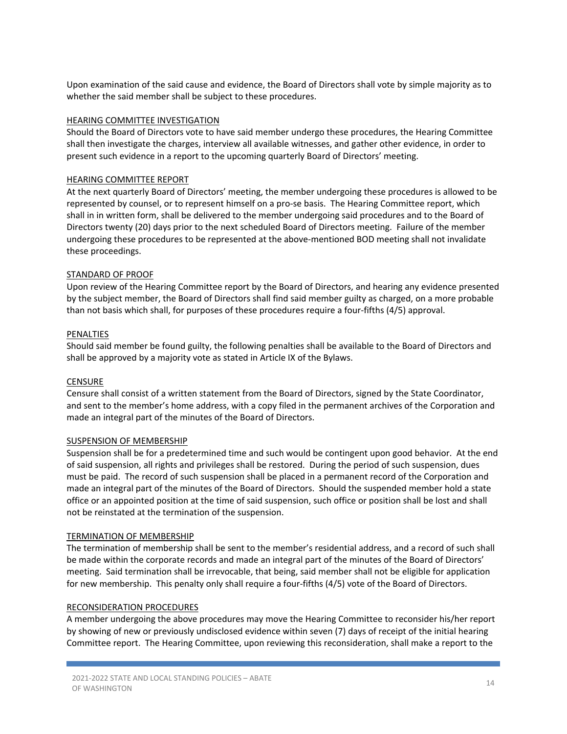Upon examination of the said cause and evidence, the Board of Directors shall vote by simple majority as to whether the said member shall be subject to these procedures.

<u>HEARING COMMITTEE INVESTIGATION</u>

Should the Board of Directors vote to have said member undergo these procedures, the Hearing Committee shall then investigate the charges, interview all available witnesses, and gather other evidence, in order to present such evidence in a report to the upcoming quarterly Board of Directors' meeting.

<u>HEARING COMMITTEE REPORT</u>

At the next quarterly Board of Directors' meeting, the member undergoing these procedures is allowed to be represented by counsel, or to represent himself on a pro-se basis. The Hearing Committee report, which shall in in written form, shall be delivered to the member undergoing said procedures and to the Board of Directors twenty (20) days prior to the next scheduled Board of Directors meeting. Failure of the member undergoing these procedures to be represented at the above-mentioned BOD meeting shall not invalidate these proceedings.

<u>STANDARD OF PROOF</u>

Upon review of the Hearing Committee report by the Board of Directors, and hearing any evidence presented by the subject member, the Board of Directors shall find said member guilty as charged, on a more probable than not basis which shall, for purposes of these procedures require a four-fifths (4/5) approval.

<u>PENALTIES</u>

Should said member be found guilty, the following penalties shall be available to the Board of Directors and shall be approved by a majority vote as stated in Article IX of the Bylaws.

<u>CENSURE</u>

Censure shall consist of a written statement from the Board of Directors, signed by the State Coordinator, and sent to the member's home address, with a copy filed in the permanent archives of the Corporation and made an integral part of the minutes of the Board of Directors.

<u>SUSPENSION OF MEMBERSHIP</u>

Suspension shall be for a predetermined time and such would be contingent upon good behavior. At the end of said suspension, all rights and privileges shall be restored. During the period of such suspension, dues must be paid. The record of such suspension shall be placed in a permanent record of the Corporation and made an integral part of the minutes of the Board of Directors. Should the suspended member hold a state office or an appointed position at the time of said suspension, such office or position shall be lost and shall not be reinstated at the termination of the suspension.

<u>TERMINATION OF MEMBERSHIP</u>

The termination of membership shall be sent to the member's residential address, and a record of such shall be made within the corporate records and made an integral part of the minutes of the Board of Directors' meeting. Said termination shall be irrevocable, that being, said member shall not be eligible for application for new membership. This penalty only shall require a four-fifths (4/5) vote of the Board of Directors.

<u>RECONSIDERATION PROCEDURES</u>

A member undergoing the above procedures may move the Hearing Committee to reconsider his/her report by showing of new or previously undisclosed evidence within seven (7) days of receipt of the initial hearing Committee report. The Hearing Committee, upon reviewing this reconsideration, shall make a report to the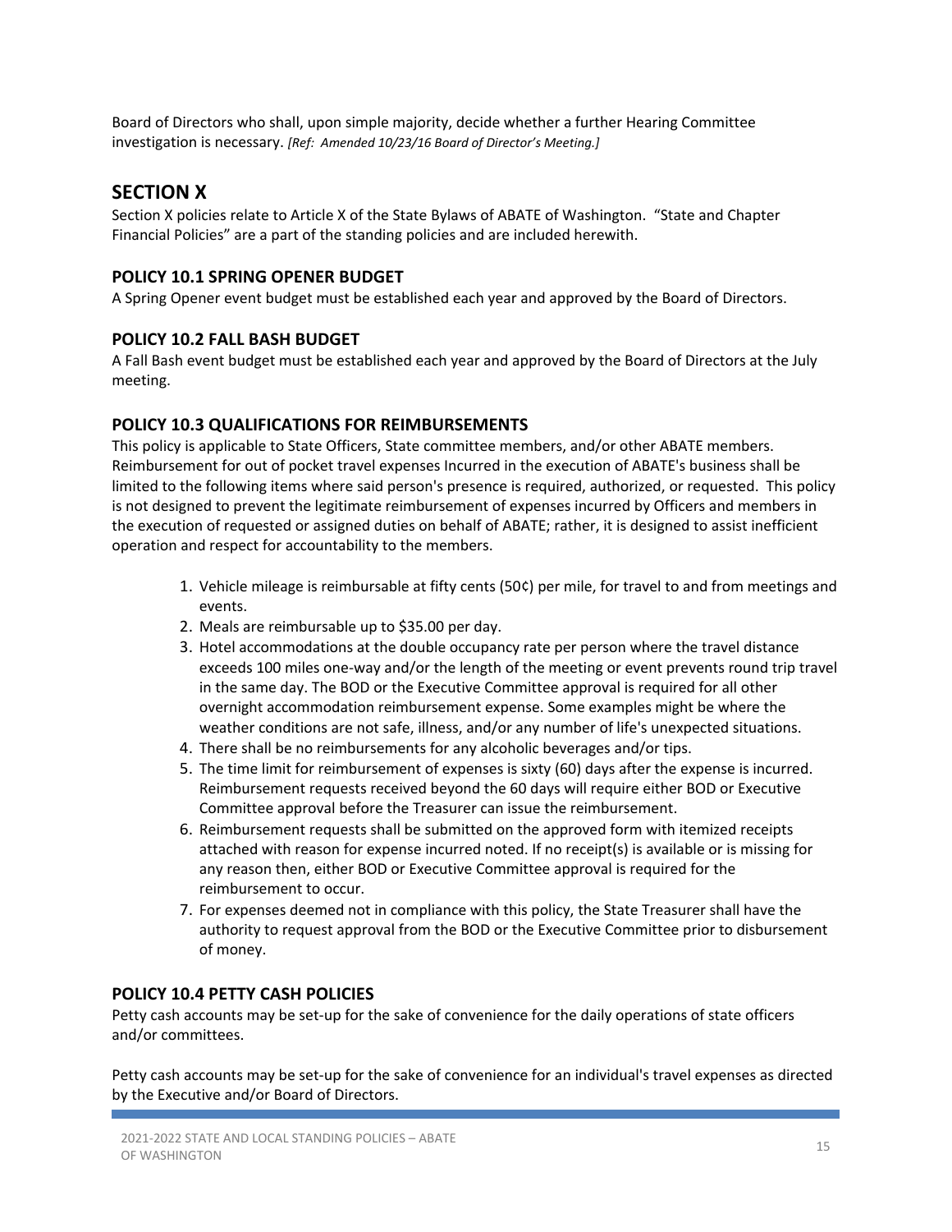Board of Directors who shall, upon simple majority, decide whether a further Hearing Committee investigation is necessary. *[Ref: Amended 10/23/16 Board of Director's Meeting.]*

# SECTION X

Section X policies relate to Article X of the State Bylaws of ABATE of Washington. "State and Chapter Financial Policies" are a part of the standing policies and are included herewith.

## POLICY 10.1 SPRING OPENER BUDGET

A Spring Opener event budget must be established each year and approved by the Board of Directors.

## POLICY 10.2 FALL BASH BUDGET

A Fall Bash event budget must be established each year and approved by the Board of Directors at the July meeting.

## POLICY 10.3 QUALIFICATIONS FOR REIMBURSEMENTS

This policy is applicable to State Officers, State committee members, and/or other ABATE members. Reimbursement for out of pocket travel expenses Incurred in the execution of ABATE's business shall be limited to the following items where said person's presence is required, authorized, or requested. This policy is not designed to prevent the legitimate reimbursement of expenses incurred by Officers and members in the execution of requested or assigned duties on behalf of ABATE; rather, it is designed to assist inefficient operation and respect for accountability to the members.

1. Vehicle mileage is reimbursable at fifty cents (50¢) per mile, for travel to and from meetings and events.
2. Meals are reimbursable up to $35.00 per day.
3. Hotel accommodations at the double occupancy rate per person where the travel distance exceeds 100 miles one-way and/or the length of the meeting or event prevents round trip travel in the same day. The BOD or the Executive Committee approval is required for all other overnight accommodation reimbursement expense. Some examples might be where the weather conditions are not safe, illness, and/or any number of life's unexpected situations.
4. There shall be no reimbursements for any alcoholic beverages and/or tips.
5. The time limit for reimbursement of expenses is sixty (60) days after the expense is incurred. Reimbursement requests received beyond the 60 days will require either BOD or Executive Committee approval before the Treasurer can issue the reimbursement.
6. Reimbursement requests shall be submitted on the approved form with itemized receipts attached with reason for expense incurred noted. If no receipt(s) is available or is missing for any reason then, either BOD or Executive Committee approval is required for the reimbursement to occur.
7. For expenses deemed not in compliance with this policy, the State Treasurer shall have the authority to request approval from the BOD or the Executive Committee prior to disbursement of money.

## POLICY 10.4 PETTY CASH POLICIES

Petty cash accounts may be set-up for the sake of convenience for the daily operations of state officers and/or committees.

Petty cash accounts may be set-up for the sake of convenience for an individual's travel expenses as directed by the Executive and/or Board of Directors.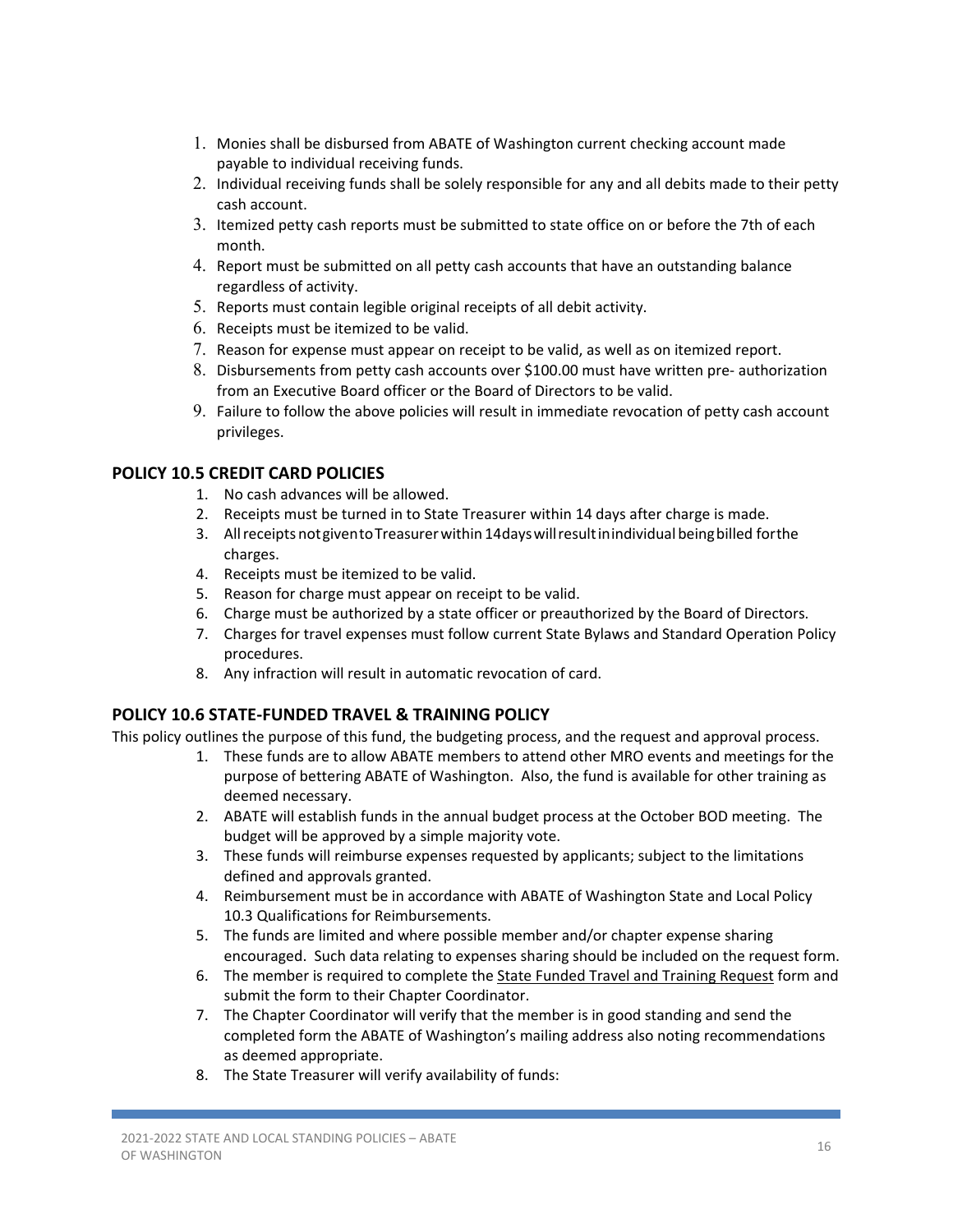1. Monies shall be disbursed from ABATE of Washington current checking account made payable to individual receiving funds.
2. Individual receiving funds shall be solely responsible for any and all debits made to their petty cash account.
3. Itemized petty cash reports must be submitted to state office on or before the 7th of each month.
4. Report must be submitted on all petty cash accounts that have an outstanding balance regardless of activity.
5. Reports must contain legible original receipts of all debit activity.
6. Receipts must be itemized to be valid.
7. Reason for expense must appear on receipt to be valid, as well as on itemized report.
8. Disbursements from petty cash accounts over $100.00 must have written pre- authorization from an Executive Board officer or the Board of Directors to be valid.
9. Failure to follow the above policies will result in immediate revocation of petty cash account privileges.

## POLICY 10.5 CREDIT CARD POLICIES

1. No cash advances will be allowed.
2. Receipts must be turned in to State Treasurer within 14 days after charge is made.
3. All receipts not given to Treasurer within 14 days will result in individual being billed for the charges.
4. Receipts must be itemized to be valid.
5. Reason for charge must appear on receipt to be valid.
6. Charge must be authorized by a state officer or preauthorized by the Board of Directors.
7. Charges for travel expenses must follow current State Bylaws and Standard Operation Policy procedures.
8. Any infraction will result in automatic revocation of card.

## POLICY 10.6 STATE-FUNDED TRAVEL & TRAINING POLICY

This policy outlines the purpose of this fund, the budgeting process, and the request and approval process.

1. These funds are to allow ABATE members to attend other MRO events and meetings for the purpose of bettering ABATE of Washington. Also, the fund is available for other training as deemed necessary.
2. ABATE will establish funds in the annual budget process at the October BOD meeting. The budget will be approved by a simple majority vote.
3. These funds will reimburse expenses requested by applicants; subject to the limitations defined and approvals granted.
4. Reimbursement must be in accordance with ABATE of Washington State and Local Policy 10.3 Qualifications for Reimbursements.
5. The funds are limited and where possible member and/or chapter expense sharing encouraged. Such data relating to expenses sharing should be included on the request form.
6. The member is required to complete the State Funded Travel and Training Request form and submit the form to their Chapter Coordinator.
7. The Chapter Coordinator will verify that the member is in good standing and send the completed form the ABATE of Washington's mailing address also noting recommendations as deemed appropriate.
8. The State Treasurer will verify availability of funds: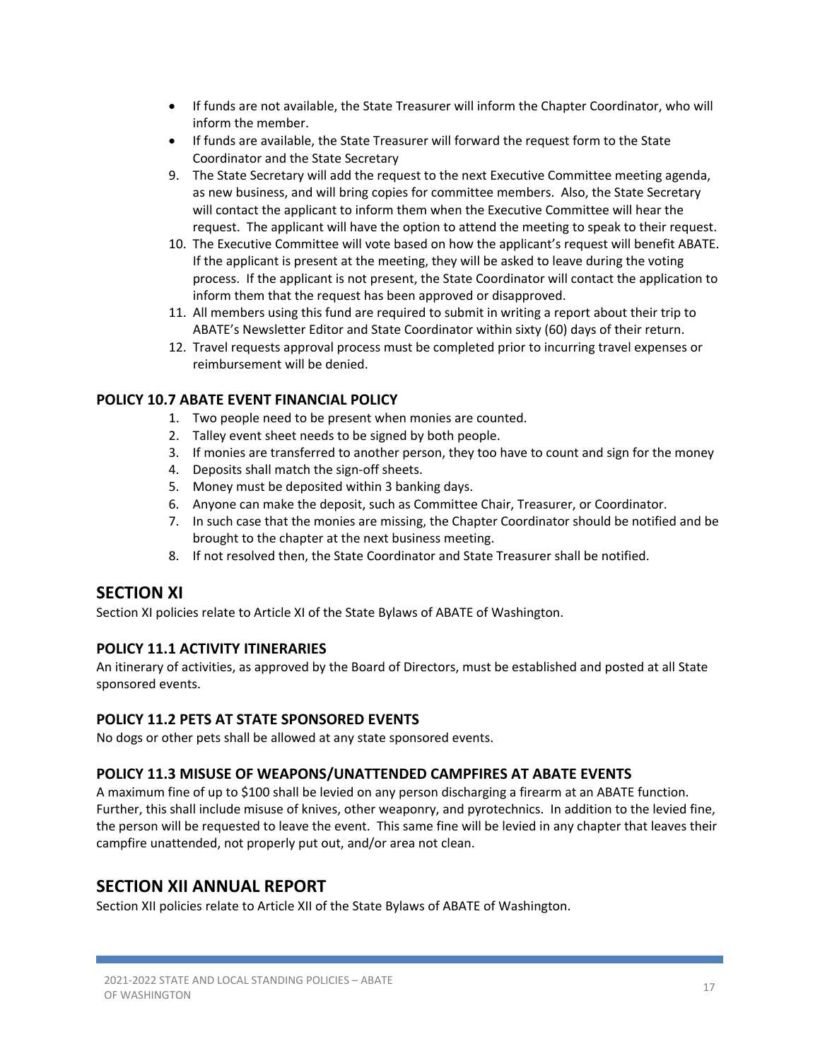- If funds are not available, the State Treasurer will inform the Chapter Coordinator, who will inform the member.
- If funds are available, the State Treasurer will forward the request form to the State Coordinator and the State Secretary

9. The State Secretary will add the request to the next Executive Committee meeting agenda, as new business, and will bring copies for committee members. Also, the State Secretary will contact the applicant to inform them when the Executive Committee will hear the request. The applicant will have the option to attend the meeting to speak to their request.
10. The Executive Committee will vote based on how the applicant's request will benefit ABATE. If the applicant is present at the meeting, they will be asked to leave during the voting process. If the applicant is not present, the State Coordinator will contact the application to inform them that the request has been approved or disapproved.
11. All members using this fund are required to submit in writing a report about their trip to ABATE's Newsletter Editor and State Coordinator within sixty (60) days of their return.
12. Travel requests approval process must be completed prior to incurring travel expenses or reimbursement will be denied.

### POLICY 10.7 ABATE EVENT FINANCIAL POLICY

1. Two people need to be present when monies are counted.
2. Talley event sheet needs to be signed by both people.
3. If monies are transferred to another person, they too have to count and sign for the money
4. Deposits shall match the sign-off sheets.
5. Money must be deposited within 3 banking days.
6. Anyone can make the deposit, such as Committee Chair, Treasurer, or Coordinator.
7. In such case that the monies are missing, the Chapter Coordinator should be notified and be brought to the chapter at the next business meeting.
8. If not resolved then, the State Coordinator and State Treasurer shall be notified.

## SECTION XI

Section XI policies relate to Article XI of the State Bylaws of ABATE of Washington.

### POLICY 11.1 ACTIVITY ITINERARIES

An itinerary of activities, as approved by the Board of Directors, must be established and posted at all State sponsored events.

### POLICY 11.2 PETS AT STATE SPONSORED EVENTS

No dogs or other pets shall be allowed at any state sponsored events.

### POLICY 11.3 MISUSE OF WEAPONS/UNATTENDED CAMPFIRES AT ABATE EVENTS

A maximum fine of up to $100 shall be levied on any person discharging a firearm at an ABATE function. Further, this shall include misuse of knives, other weaponry, and pyrotechnics. In addition to the levied fine, the person will be requested to leave the event. This same fine will be levied in any chapter that leaves their campfire unattended, not properly put out, and/or area not clean.

## SECTION XII ANNUAL REPORT

Section XII policies relate to Article XII of the State Bylaws of ABATE of Washington.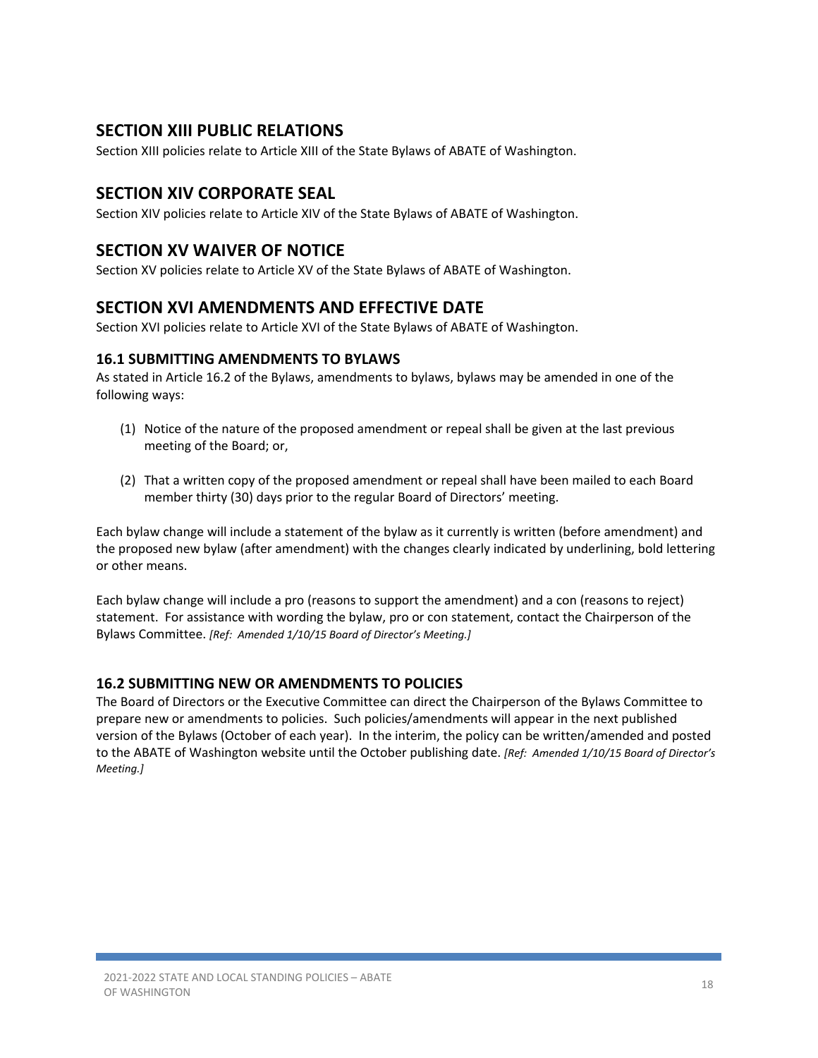## SECTION XIII PUBLIC RELATIONS

Section XIII policies relate to Article XIII of the State Bylaws of ABATE of Washington.

## SECTION XIV CORPORATE SEAL

Section XIV policies relate to Article XIV of the State Bylaws of ABATE of Washington.

## SECTION XV WAIVER OF NOTICE

Section XV policies relate to Article XV of the State Bylaws of ABATE of Washington.

## SECTION XVI AMENDMENTS AND EFFECTIVE DATE

Section XVI policies relate to Article XVI of the State Bylaws of ABATE of Washington.

### 16.1 SUBMITTING AMENDMENTS TO BYLAWS

As stated in Article 16.2 of the Bylaws, amendments to bylaws, bylaws may be amended in one of the following ways:

(1) Notice of the nature of the proposed amendment or repeal shall be given at the last previous meeting of the Board; or,

(2) That a written copy of the proposed amendment or repeal shall have been mailed to each Board member thirty (30) days prior to the regular Board of Directors' meeting.

Each bylaw change will include a statement of the bylaw as it currently is written (before amendment) and the proposed new bylaw (after amendment) with the changes clearly indicated by underlining, bold lettering or other means.

Each bylaw change will include a pro (reasons to support the amendment) and a con (reasons to reject) statement. For assistance with wording the bylaw, pro or con statement, contact the Chairperson of the Bylaws Committee. *[Ref: Amended 1/10/15 Board of Director's Meeting.]*

### 16.2 SUBMITTING NEW OR AMENDMENTS TO POLICIES

The Board of Directors or the Executive Committee can direct the Chairperson of the Bylaws Committee to prepare new or amendments to policies. Such policies/amendments will appear in the next published version of the Bylaws (October of each year). In the interim, the policy can be written/amended and posted to the ABATE of Washington website until the October publishing date. *[Ref: Amended 1/10/15 Board of Director's Meeting.]*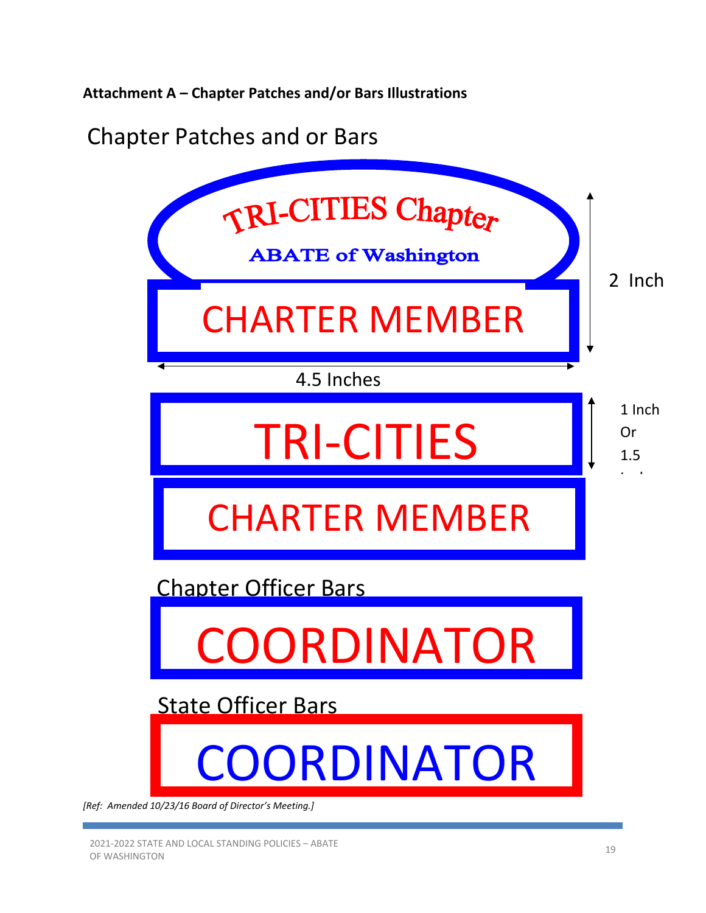**Attachment A – Chapter Patches and/or Bars Illustrations**

## Chapter Patches and or Bars

TRI-CITIES Chapter

ABATE of Washington

CHARTER MEMBER

2 Inch

4.5 Inches

TRI-CITIES

1 Inch Or 1.5

CHARTER MEMBER

## Chapter Officer Bars

COORDINATOR

## State Officer Bars

COORDINATOR

*[Ref: Amended 10/23/16 Board of Director's Meeting.]*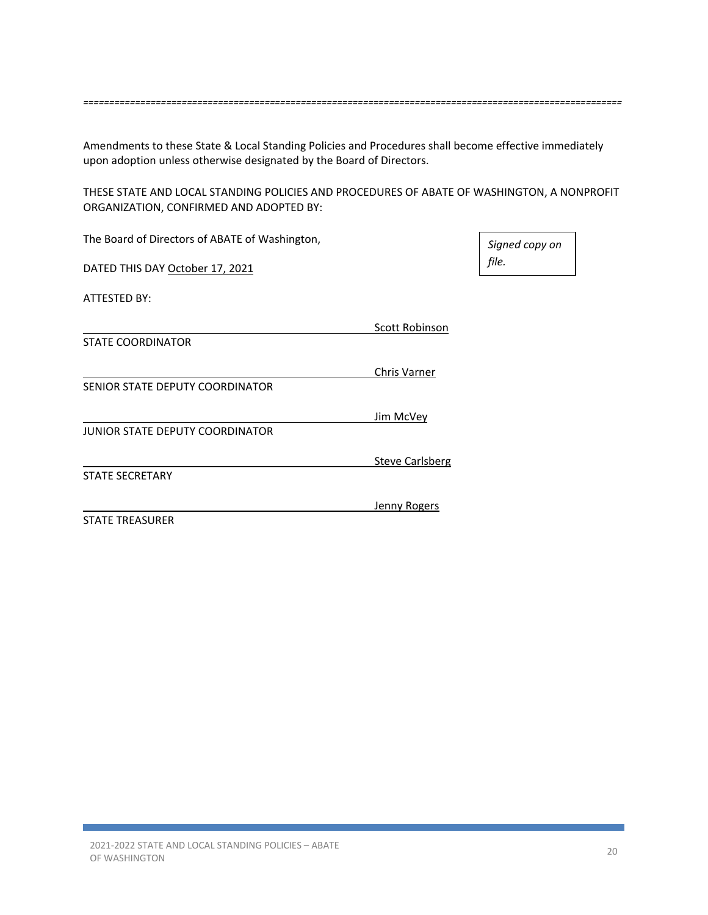====================================================================================================

Amendments to these State & Local Standing Policies and Procedures shall become effective immediately upon adoption unless otherwise designated by the Board of Directors.

THESE STATE AND LOCAL STANDING POLICIES AND PROCEDURES OF ABATE OF WASHINGTON, A NONPROFIT ORGANIZATION, CONFIRMED AND ADOPTED BY:

The Board of Directors of ABATE of Washington,

*Signed copy on file.*

DATED THIS DAY October 17, 2021

ATTESTED BY:

______________________________ Scott Robinson
STATE COORDINATOR

______________________________ Chris Varner
SENIOR STATE DEPUTY COORDINATOR

______________________________ Jim McVey
JUNIOR STATE DEPUTY COORDINATOR

______________________________ Steve Carlsberg
STATE SECRETARY

______________________________ Jenny Rogers
STATE TREASURER